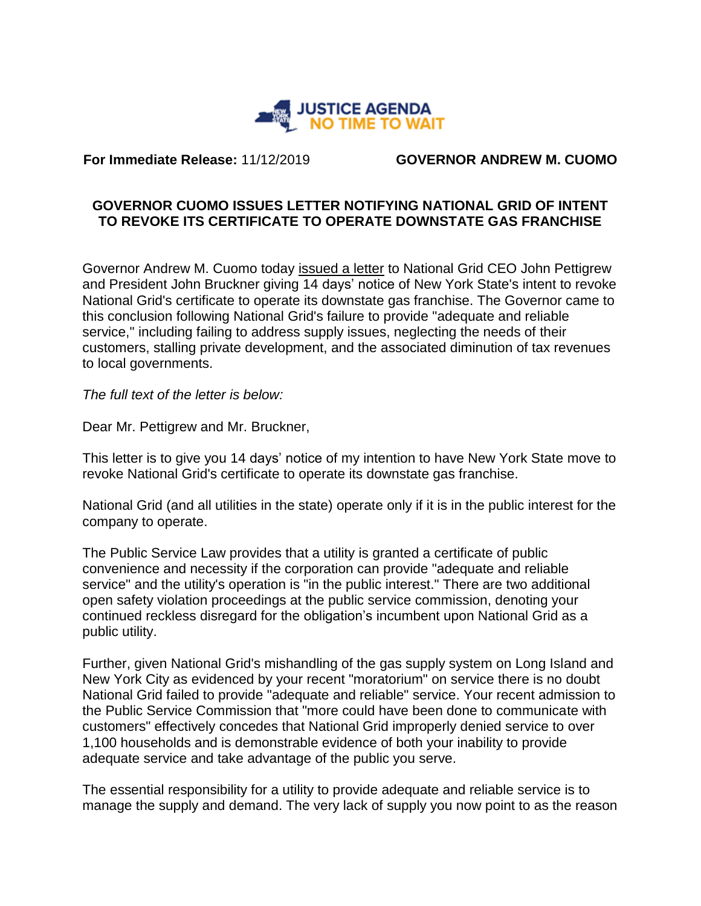**JUSTICE AGENDA**
**NO TIME TO WAIT**

**For Immediate Release:** 11/12/2019 **GOVERNOR ANDREW M. CUOMO**

## GOVERNOR CUOMO ISSUES LETTER NOTIFYING NATIONAL GRID OF INTENT TO REVOKE ITS CERTIFICATE TO OPERATE DOWNSTATE GAS FRANCHISE

Governor Andrew M. Cuomo today issued a letter to National Grid CEO John Pettigrew and President John Bruckner giving 14 days' notice of New York State's intent to revoke National Grid's certificate to operate its downstate gas franchise. The Governor came to this conclusion following National Grid's failure to provide "adequate and reliable service," including failing to address supply issues, neglecting the needs of their customers, stalling private development, and the associated diminution of tax revenues to local governments.

*The full text of the letter is below:*

Dear Mr. Pettigrew and Mr. Bruckner,

This letter is to give you 14 days' notice of my intention to have New York State move to revoke National Grid's certificate to operate its downstate gas franchise.

National Grid (and all utilities in the state) operate only if it is in the public interest for the company to operate.

The Public Service Law provides that a utility is granted a certificate of public convenience and necessity if the corporation can provide "adequate and reliable service" and the utility's operation is "in the public interest." There are two additional open safety violation proceedings at the public service commission, denoting your continued reckless disregard for the obligation's incumbent upon National Grid as a public utility.

Further, given National Grid's mishandling of the gas supply system on Long Island and New York City as evidenced by your recent "moratorium" on service there is no doubt National Grid failed to provide "adequate and reliable" service. Your recent admission to the Public Service Commission that "more could have been done to communicate with customers" effectively concedes that National Grid improperly denied service to over 1,100 households and is demonstrable evidence of both your inability to provide adequate service and take advantage of the public you serve.

The essential responsibility for a utility to provide adequate and reliable service is to manage the supply and demand. The very lack of supply you now point to as the reason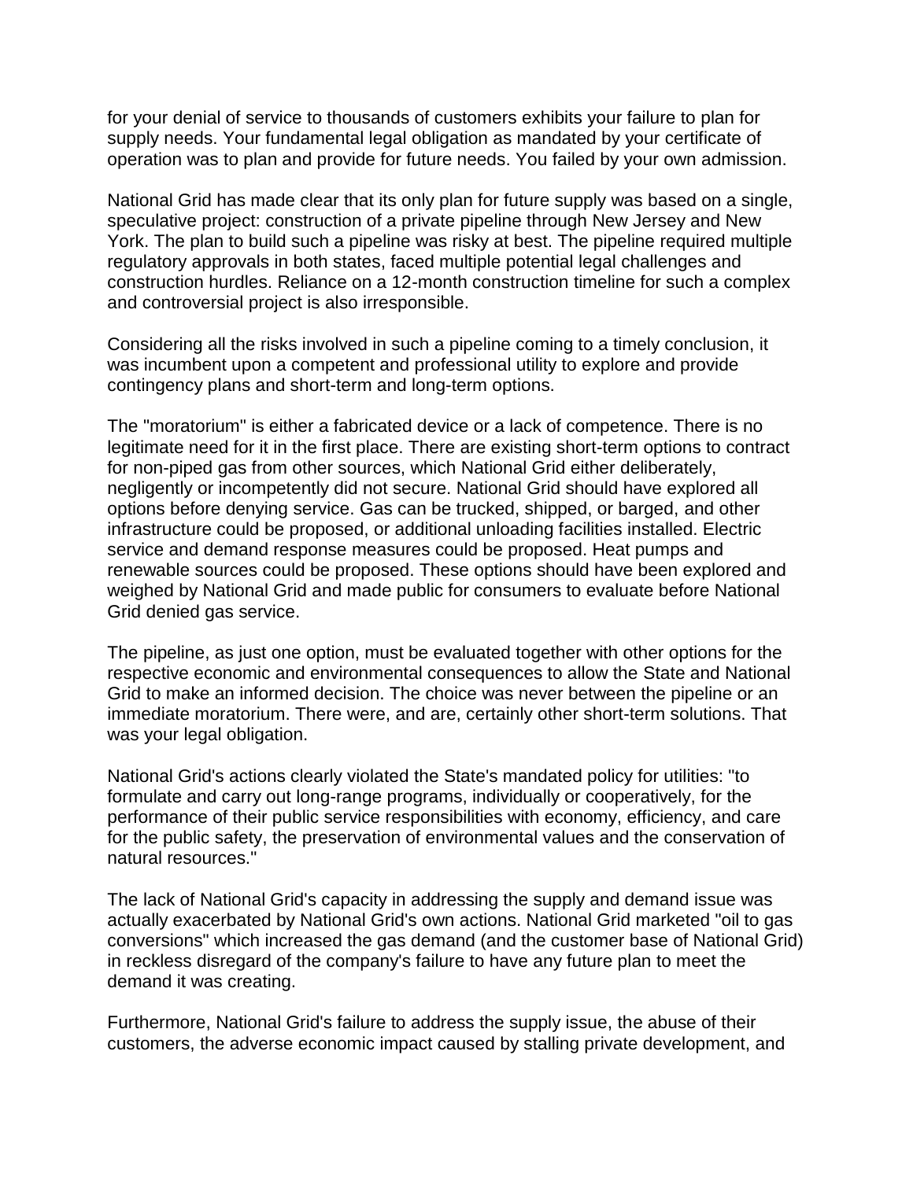for your denial of service to thousands of customers exhibits your failure to plan for supply needs. Your fundamental legal obligation as mandated by your certificate of operation was to plan and provide for future needs. You failed by your own admission.

National Grid has made clear that its only plan for future supply was based on a single, speculative project: construction of a private pipeline through New Jersey and New York. The plan to build such a pipeline was risky at best. The pipeline required multiple regulatory approvals in both states, faced multiple potential legal challenges and construction hurdles. Reliance on a 12-month construction timeline for such a complex and controversial project is also irresponsible.

Considering all the risks involved in such a pipeline coming to a timely conclusion, it was incumbent upon a competent and professional utility to explore and provide contingency plans and short-term and long-term options.

The "moratorium" is either a fabricated device or a lack of competence. There is no legitimate need for it in the first place. There are existing short-term options to contract for non-piped gas from other sources, which National Grid either deliberately, negligently or incompetently did not secure. National Grid should have explored all options before denying service. Gas can be trucked, shipped, or barged, and other infrastructure could be proposed, or additional unloading facilities installed. Electric service and demand response measures could be proposed. Heat pumps and renewable sources could be proposed. These options should have been explored and weighed by National Grid and made public for consumers to evaluate before National Grid denied gas service.

The pipeline, as just one option, must be evaluated together with other options for the respective economic and environmental consequences to allow the State and National Grid to make an informed decision. The choice was never between the pipeline or an immediate moratorium. There were, and are, certainly other short-term solutions. That was your legal obligation.

National Grid's actions clearly violated the State's mandated policy for utilities: "to formulate and carry out long-range programs, individually or cooperatively, for the performance of their public service responsibilities with economy, efficiency, and care for the public safety, the preservation of environmental values and the conservation of natural resources."

The lack of National Grid's capacity in addressing the supply and demand issue was actually exacerbated by National Grid's own actions. National Grid marketed "oil to gas conversions" which increased the gas demand (and the customer base of National Grid) in reckless disregard of the company's failure to have any future plan to meet the demand it was creating.

Furthermore, National Grid's failure to address the supply issue, the abuse of their customers, the adverse economic impact caused by stalling private development, and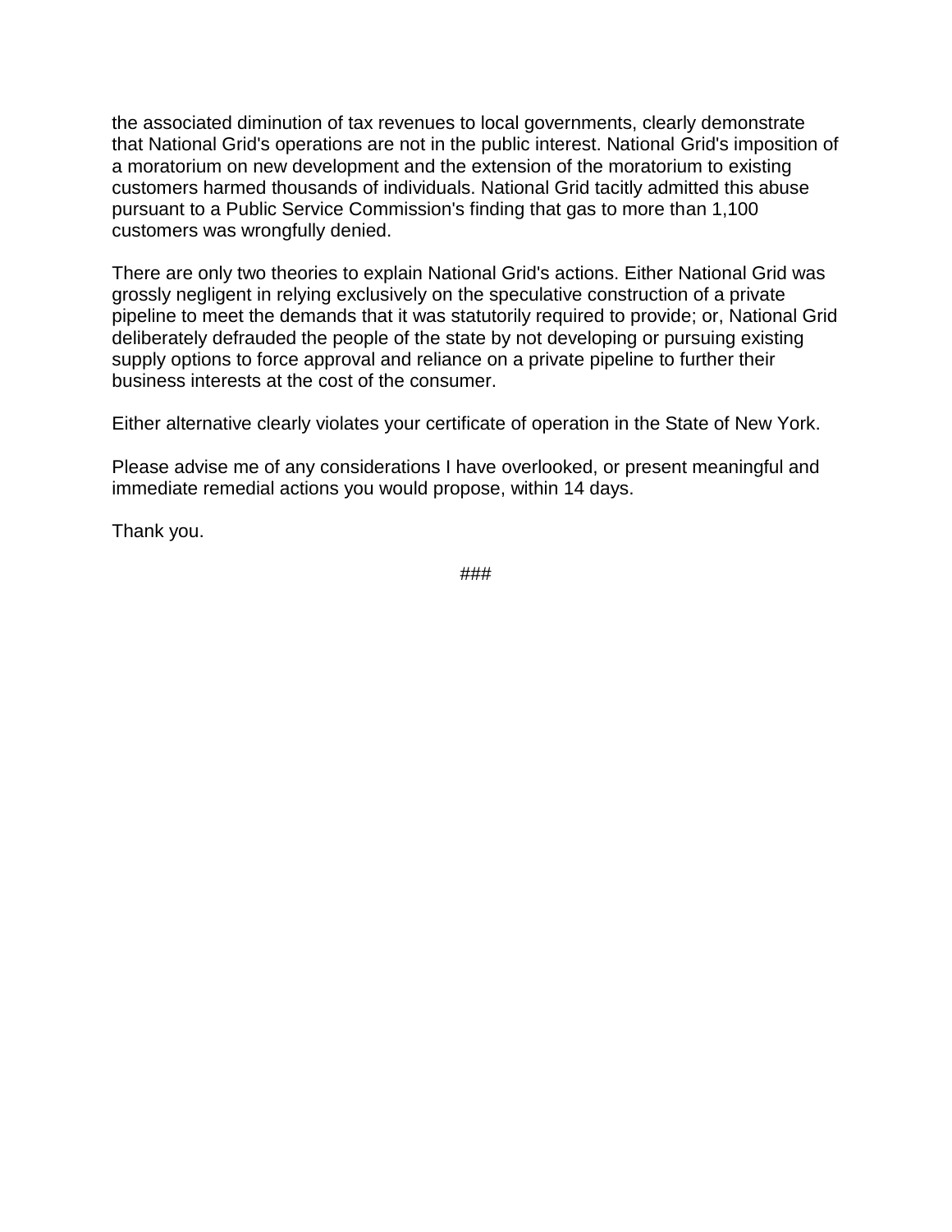the associated diminution of tax revenues to local governments, clearly demonstrate that National Grid's operations are not in the public interest. National Grid's imposition of a moratorium on new development and the extension of the moratorium to existing customers harmed thousands of individuals. National Grid tacitly admitted this abuse pursuant to a Public Service Commission's finding that gas to more than 1,100 customers was wrongfully denied.

There are only two theories to explain National Grid's actions. Either National Grid was grossly negligent in relying exclusively on the speculative construction of a private pipeline to meet the demands that it was statutorily required to provide; or, National Grid deliberately defrauded the people of the state by not developing or pursuing existing supply options to force approval and reliance on a private pipeline to further their business interests at the cost of the consumer.

Either alternative clearly violates your certificate of operation in the State of New York.

Please advise me of any considerations I have overlooked, or present meaningful and immediate remedial actions you would propose, within 14 days.

Thank you.

###